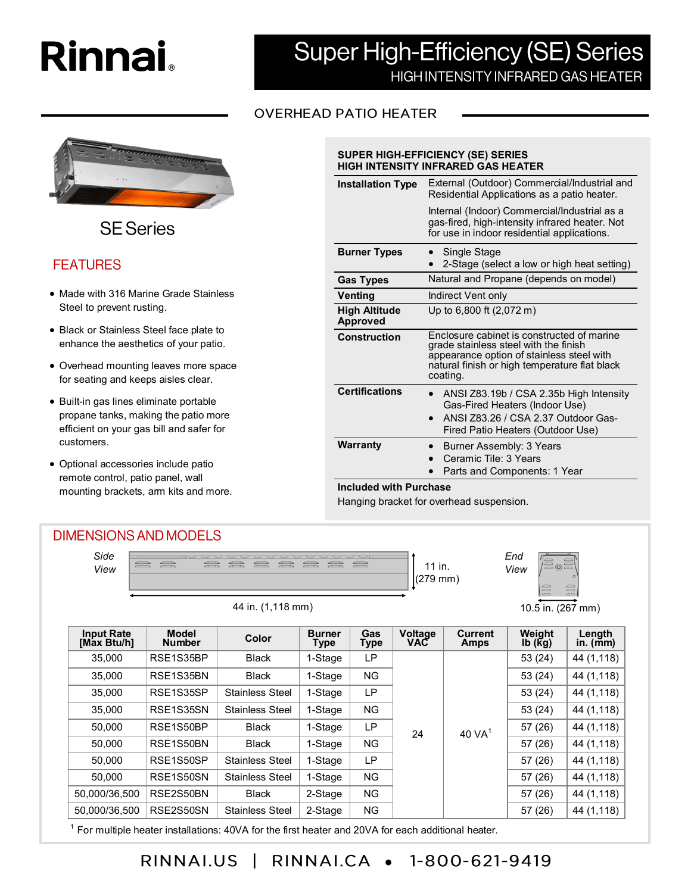# Rinnai

# Super High-Efficiency (SE) Series

## HIGH INTENSITY INFRARED GAS HEATER

## OVERHEAD PATIO HEATER

SE Series

## FEATURES

- Made with 316 Marine Grade Stainless Steel to prevent rusting.
- Black or Stainless Steel face plate to enhance the aesthetics of your patio.
- Overhead mounting leaves more space for seating and keeps aisles clear.
- Built-in gas lines eliminate portable propane tanks, making the patio more efficient on your gas bill and safer for customers.
- Optional accessories include patio remote control, patio panel, wall mounting brackets, arm kits and more.

### SUPER HIGH-EFFICIENCY (SE) SERIES HIGH INTENSITY INFRARED GAS HEATER

| | |
|---|---|
| **Installation Type** | External (Outdoor) Commercial/Industrial and Residential Applications as a patio heater. Internal (Indoor) Commercial/Industrial as a gas-fired, high-intensity infrared heater. Not for use in indoor residential applications. |
| **Burner Types** | • Single Stage • 2-Stage (select a low or high heat setting) |
| **Gas Types** | Natural and Propane (depends on model) |
| **Venting** | Indirect Vent only |
| **High Altitude Approved** | Up to 6,800 ft (2,072 m) |
| **Construction** | Enclosure cabinet is constructed of marine grade stainless steel with the finish appearance option of stainless steel with natural finish or high temperature flat black coating. |
| **Certifications** | • ANSI Z83.19b / CSA 2.35b High Intensity Gas-Fired Heaters (Indoor Use) • ANSI Z83.26 / CSA 2.37 Outdoor Gas-Fired Patio Heaters (Outdoor Use) |
| **Warranty** | • Burner Assembly: 3 Years • Ceramic Tile: 3 Years • Parts and Components: 1 Year |

**Included with Purchase**

Hanging bracket for overhead suspension.

## DIMENSIONS AND MODELS

Side View: 44 in. (1,118 mm) length; 11 in. (279 mm) height

End View: 10.5 in. (267 mm)

| Input Rate [Max Btu/h] | Model Number | Color | Burner Type | Gas Type | Voltage VAC | Current Amps | Weight lb (kg) | Length in. (mm) |
|---|---|---|---|---|---|---|---|---|
| 35,000 | RSE1S35BP | Black | 1-Stage | LP | 24 | 40 VA[1] | 53 (24) | 44 (1,118) |
| 35,000 | RSE1S35BN | Black | 1-Stage | NG | 24 | 40 VA[1] | 53 (24) | 44 (1,118) |
| 35,000 | RSE1S35SP | Stainless Steel | 1-Stage | LP | 24 | 40 VA[1] | 53 (24) | 44 (1,118) |
| 35,000 | RSE1S35SN | Stainless Steel | 1-Stage | NG | 24 | 40 VA[1] | 53 (24) | 44 (1,118) |
| 50,000 | RSE1S50BP | Black | 1-Stage | LP | 24 | 40 VA[1] | 57 (26) | 44 (1,118) |
| 50,000 | RSE1S50BN | Black | 1-Stage | NG | 24 | 40 VA[1] | 57 (26) | 44 (1,118) |
| 50,000 | RSE1S50SP | Stainless Steel | 1-Stage | LP | 24 | 40 VA[1] | 57 (26) | 44 (1,118) |
| 50,000 | RSE1S50SN | Stainless Steel | 1-Stage | NG | 24 | 40 VA[1] | 57 (26) | 44 (1,118) |
| 50,000/36,500 | RSE2S50BN | Black | 2-Stage | NG | 24 | 40 VA[1] | 57 (26) | 44 (1,118) |
| 50,000/36,500 | RSE2S50SN | Stainless Steel | 2-Stage | NG | 24 | 40 VA[1] | 57 (26) | 44 (1,118) |

[1] For multiple heater installations: 40VA for the first heater and 20VA for each additional heater.

RINNAI.US | RINNAI.CA • 1-800-621-9419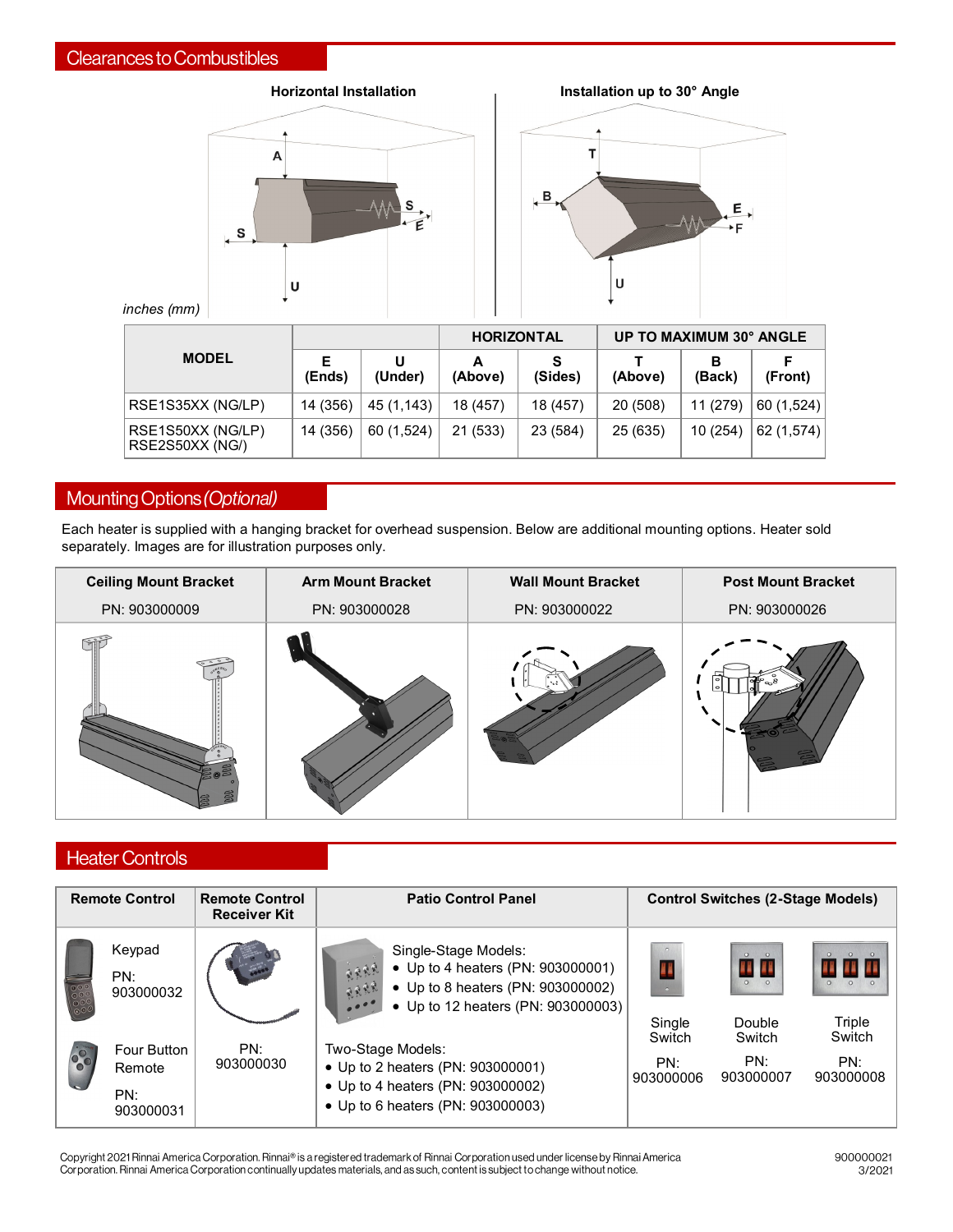## Clearances to Combustibles

**Horizontal Installation**

**Installation up to 30° Angle**

A
S
S
E
U

T
B
E
F
U

*inches (mm)*

| MODEL | | | HORIZONTAL | | UP TO MAXIMUM 30° ANGLE | | |
|---|---|---|---|---|---|---|---|
| | E (Ends) | U (Under) | A (Above) | S (Sides) | T (Above) | B (Back) | F (Front) |
| RSE1S35XX (NG/LP) | 14 (356) | 45 (1,143) | 18 (457) | 18 (457) | 20 (508) | 11 (279) | 60 (1,524) |
| RSE1S50XX (NG/LP) RSE2S50XX (NG/) | 14 (356) | 60 (1,524) | 21 (533) | 23 (584) | 25 (635) | 10 (254) | 62 (1,574) |

## Mounting Options *(Optional)*

Each heater is supplied with a hanging bracket for overhead suspension. Below are additional mounting options. Heater sold separately. Images are for illustration purposes only.

| Ceiling Mount Bracket | Arm Mount Bracket | Wall Mount Bracket | Post Mount Bracket |
|---|---|---|---|
| PN: 903000009 | PN: 903000028 | PN: 903000022 | PN: 903000026 |

## Heater Controls

| Remote Control | Remote Control Receiver Kit | Patio Control Panel | Control Switches (2-Stage Models) | | |
|---|---|---|---|---|---|
| Keypad<br>PN: 903000032<br><br>Four Button Remote<br>PN: 903000031 | PN: 903000030 | Single-Stage Models:<br>• Up to 4 heaters (PN: 903000001)<br>• Up to 8 heaters (PN: 903000002)<br>• Up to 12 heaters (PN: 903000003)<br><br>Two-Stage Models:<br>• Up to 2 heaters (PN: 903000001)<br>• Up to 4 heaters (PN: 903000002)<br>• Up to 6 heaters (PN: 903000003) | Single Switch<br>PN: 903000006 | Double Switch<br>PN: 903000007 | Triple Switch<br>PN: 903000008 |

Copyright 2021 Rinnai America Corporation. Rinnai® is a registered trademark of Rinnai Corporation used under license by Rinnai America Corporation. Rinnai America Corporation continually updates materials, and as such, content is subject to change without notice.

900000021
3/2021